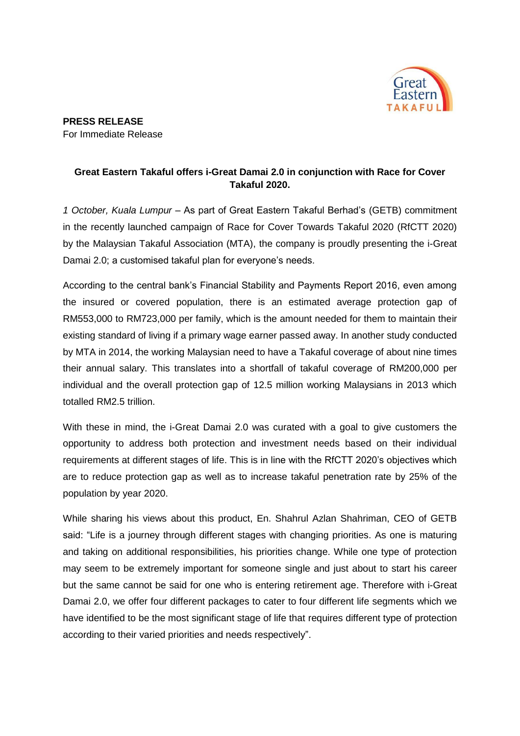**PRESS RELEASE**
For Immediate Release

**Great Eastern Takaful offers i-Great Damai 2.0 in conjunction with Race for Cover Takaful 2020.**

*1 October, Kuala Lumpur* – As part of Great Eastern Takaful Berhad's (GETB) commitment in the recently launched campaign of Race for Cover Towards Takaful 2020 (RfCTT 2020) by the Malaysian Takaful Association (MTA), the company is proudly presenting the i-Great Damai 2.0; a customised takaful plan for everyone's needs.

According to the central bank's Financial Stability and Payments Report 2016, even among the insured or covered population, there is an estimated average protection gap of RM553,000 to RM723,000 per family, which is the amount needed for them to maintain their existing standard of living if a primary wage earner passed away. In another study conducted by MTA in 2014, the working Malaysian need to have a Takaful coverage of about nine times their annual salary. This translates into a shortfall of takaful coverage of RM200,000 per individual and the overall protection gap of 12.5 million working Malaysians in 2013 which totalled RM2.5 trillion.

With these in mind, the i-Great Damai 2.0 was curated with a goal to give customers the opportunity to address both protection and investment needs based on their individual requirements at different stages of life. This is in line with the RfCTT 2020's objectives which are to reduce protection gap as well as to increase takaful penetration rate by 25% of the population by year 2020.

While sharing his views about this product, En. Shahrul Azlan Shahriman, CEO of GETB said: "Life is a journey through different stages with changing priorities. As one is maturing and taking on additional responsibilities, his priorities change. While one type of protection may seem to be extremely important for someone single and just about to start his career but the same cannot be said for one who is entering retirement age. Therefore with i-Great Damai 2.0, we offer four different packages to cater to four different life segments which we have identified to be the most significant stage of life that requires different type of protection according to their varied priorities and needs respectively".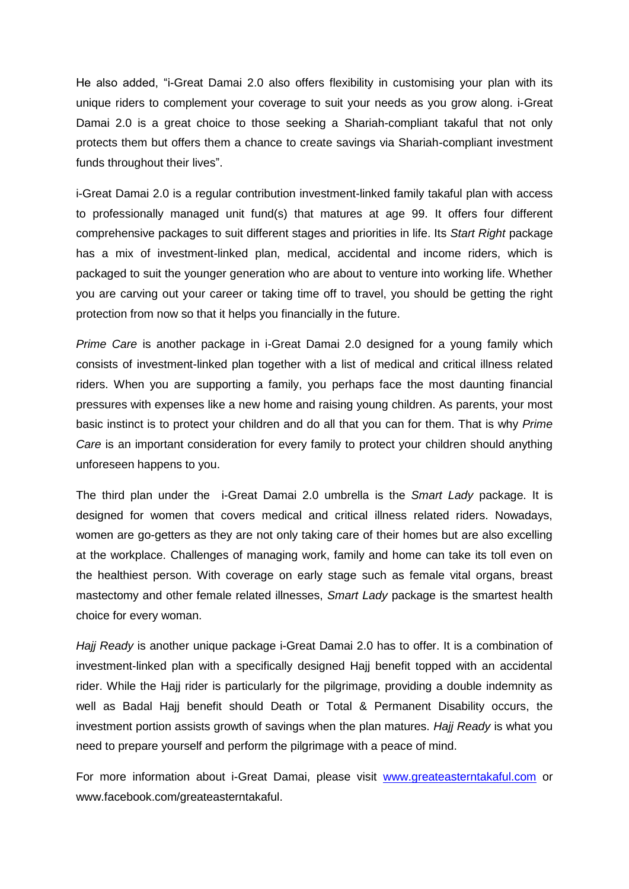He also added, “i-Great Damai 2.0 also offers flexibility in customising your plan with its unique riders to complement your coverage to suit your needs as you grow along. i-Great Damai 2.0 is a great choice to those seeking a Shariah-compliant takaful that not only protects them but offers them a chance to create savings via Shariah-compliant investment funds throughout their lives”.

i-Great Damai 2.0 is a regular contribution investment-linked family takaful plan with access to professionally managed unit fund(s) that matures at age 99. It offers four different comprehensive packages to suit different stages and priorities in life. Its *Start Right* package has a mix of investment-linked plan, medical, accidental and income riders, which is packaged to suit the younger generation who are about to venture into working life. Whether you are carving out your career or taking time off to travel, you should be getting the right protection from now so that it helps you financially in the future.

*Prime Care* is another package in i-Great Damai 2.0 designed for a young family which consists of investment-linked plan together with a list of medical and critical illness related riders. When you are supporting a family, you perhaps face the most daunting financial pressures with expenses like a new home and raising young children. As parents, your most basic instinct is to protect your children and do all that you can for them. That is why *Prime Care* is an important consideration for every family to protect your children should anything unforeseen happens to you.

The third plan under the i-Great Damai 2.0 umbrella is the *Smart Lady* package. It is designed for women that covers medical and critical illness related riders. Nowadays, women are go-getters as they are not only taking care of their homes but are also excelling at the workplace. Challenges of managing work, family and home can take its toll even on the healthiest person. With coverage on early stage such as female vital organs, breast mastectomy and other female related illnesses, *Smart Lady* package is the smartest health choice for every woman.

*Hajj Ready* is another unique package i-Great Damai 2.0 has to offer. It is a combination of investment-linked plan with a specifically designed Hajj benefit topped with an accidental rider. While the Hajj rider is particularly for the pilgrimage, providing a double indemnity as well as Badal Hajj benefit should Death or Total & Permanent Disability occurs, the investment portion assists growth of savings when the plan matures. *Hajj Ready* is what you need to prepare yourself and perform the pilgrimage with a peace of mind.

For more information about i-Great Damai, please visit [www.greateasterntakaful.com](www.greateasterntakaful.com) or www.facebook.com/greateasterntakaful.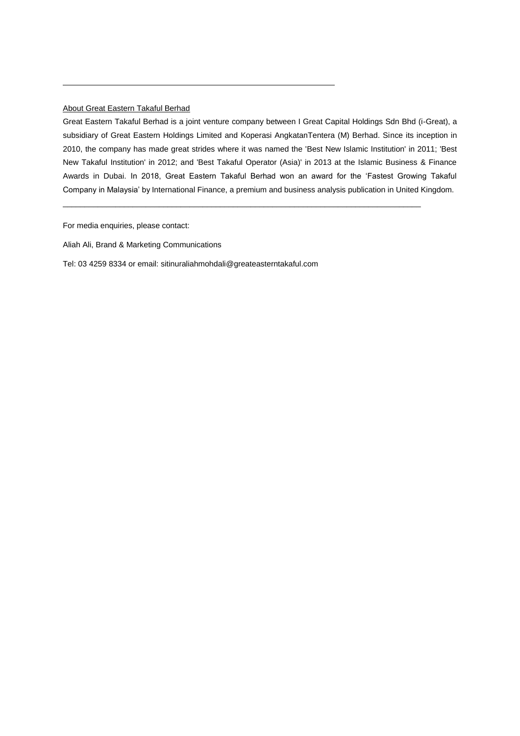---

About Great Eastern Takaful Berhad

Great Eastern Takaful Berhad is a joint venture company between I Great Capital Holdings Sdn Bhd (i-Great), a subsidiary of Great Eastern Holdings Limited and Koperasi AngkatanTentera (M) Berhad. Since its inception in 2010, the company has made great strides where it was named the 'Best New Islamic Institution' in 2011; 'Best New Takaful Institution' in 2012; and 'Best Takaful Operator (Asia)' in 2013 at the Islamic Business & Finance Awards in Dubai. In 2018, Great Eastern Takaful Berhad won an award for the 'Fastest Growing Takaful Company in Malaysia' by International Finance, a premium and business analysis publication in United Kingdom.

---

For media enquiries, please contact:

Aliah Ali, Brand & Marketing Communications

Tel: 03 4259 8334 or email: sitinuraliahmohdali@greateasterntakaful.com